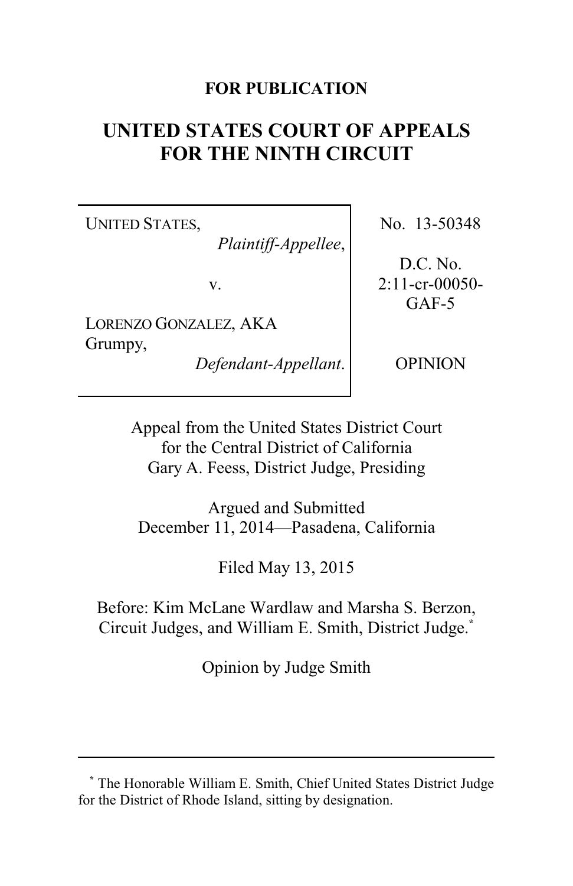**FOR PUBLICATION**

# UNITED STATES COURT OF APPEALS FOR THE NINTH CIRCUIT

| | |
|---|---|
| UNITED STATES, *Plaintiff-Appellee*, v. LORENZO GONZALEZ, AKA Grumpy, *Defendant-Appellant*. | No. 13-50348 D.C. No. 2:11-cr-00050-GAF-5 OPINION |

Appeal from the United States District Court for the Central District of California
Gary A. Feess, District Judge, Presiding

Argued and Submitted
December 11, 2014—Pasadena, California

Filed May 13, 2015

Before: Kim McLane Wardlaw and Marsha S. Berzon, Circuit Judges, and William E. Smith, District Judge.*

Opinion by Judge Smith

---

* The Honorable William E. Smith, Chief United States District Judge for the District of Rhode Island, sitting by designation.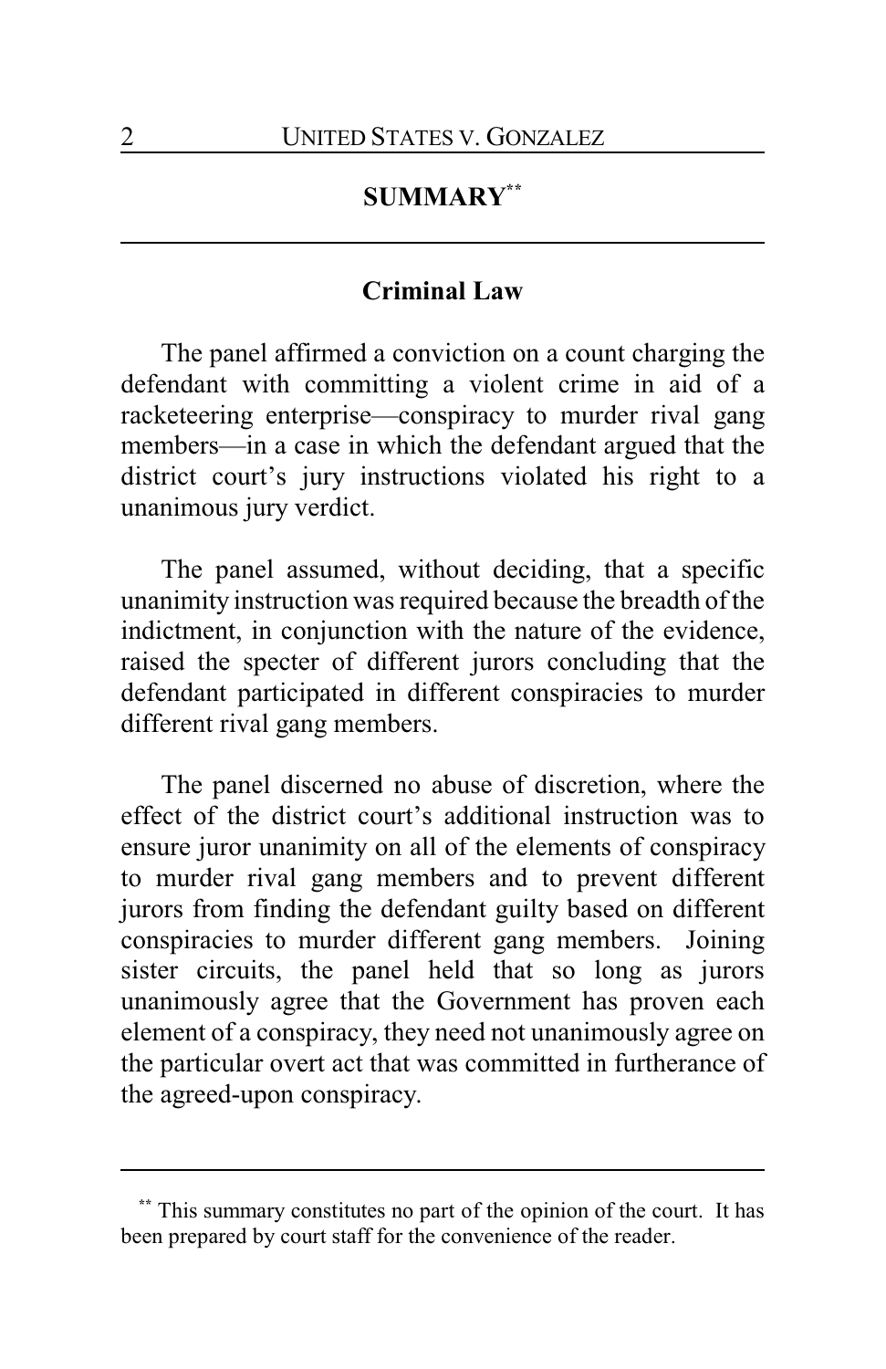## SUMMARY[**]

### Criminal Law

The panel affirmed a conviction on a count charging the defendant with committing a violent crime in aid of a racketeering enterprise—conspiracy to murder rival gang members—in a case in which the defendant argued that the district court's jury instructions violated his right to a unanimous jury verdict.

The panel assumed, without deciding, that a specific unanimity instruction was required because the breadth of the indictment, in conjunction with the nature of the evidence, raised the specter of different jurors concluding that the defendant participated in different conspiracies to murder different rival gang members.

The panel discerned no abuse of discretion, where the effect of the district court's additional instruction was to ensure juror unanimity on all of the elements of conspiracy to murder rival gang members and to prevent different jurors from finding the defendant guilty based on different conspiracies to murder different gang members. Joining sister circuits, the panel held that so long as jurors unanimously agree that the Government has proven each element of a conspiracy, they need not unanimously agree on the particular overt act that was committed in furtherance of the agreed-upon conspiracy.

---

[**] This summary constitutes no part of the opinion of the court. It has been prepared by court staff for the convenience of the reader.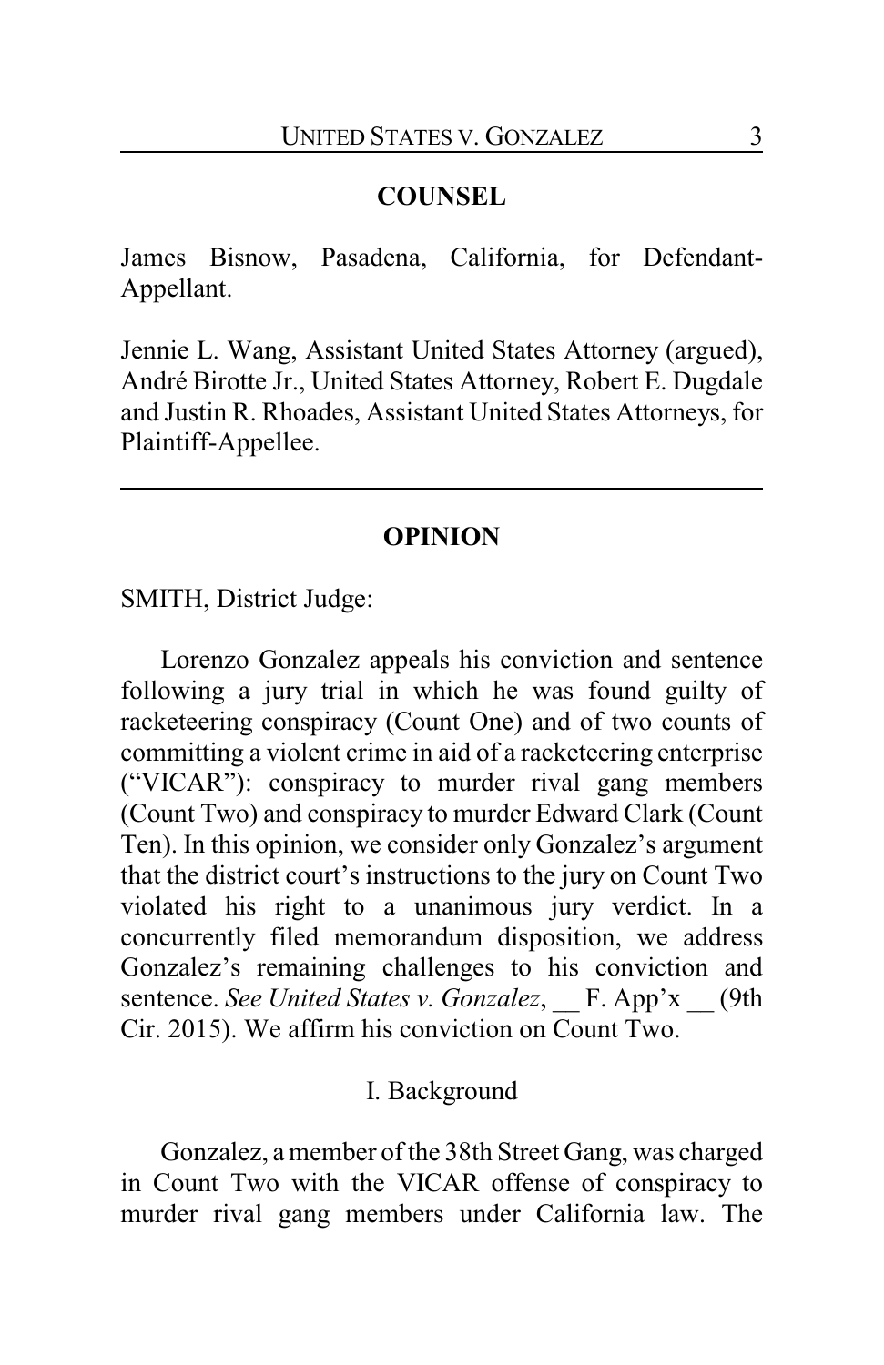## COUNSEL

James Bisnow, Pasadena, California, for Defendant-Appellant.

Jennie L. Wang, Assistant United States Attorney (argued), André Birotte Jr., United States Attorney, Robert E. Dugdale and Justin R. Rhoades, Assistant United States Attorneys, for Plaintiff-Appellee.

---

## OPINION

SMITH, District Judge:

Lorenzo Gonzalez appeals his conviction and sentence following a jury trial in which he was found guilty of racketeering conspiracy (Count One) and of two counts of committing a violent crime in aid of a racketeering enterprise ("VICAR"): conspiracy to murder rival gang members (Count Two) and conspiracy to murder Edward Clark (Count Ten). In this opinion, we consider only Gonzalez's argument that the district court's instructions to the jury on Count Two violated his right to a unanimous jury verdict. In a concurrently filed memorandum disposition, we address Gonzalez's remaining challenges to his conviction and sentence. *See United States v. Gonzalez*, __ F. App'x __ (9th Cir. 2015). We affirm his conviction on Count Two.

### I. Background

Gonzalez, a member of the 38th Street Gang, was charged in Count Two with the VICAR offense of conspiracy to murder rival gang members under California law. The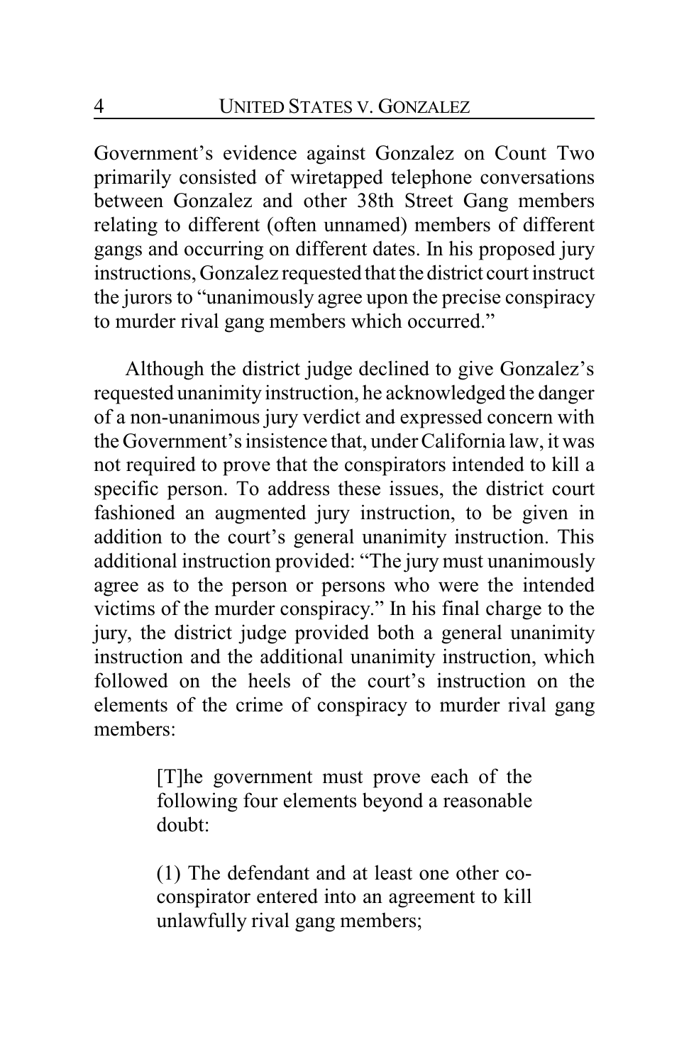Government's evidence against Gonzalez on Count Two primarily consisted of wiretapped telephone conversations between Gonzalez and other 38th Street Gang members relating to different (often unnamed) members of different gangs and occurring on different dates. In his proposed jury instructions, Gonzalez requested that the district court instruct the jurors to "unanimously agree upon the precise conspiracy to murder rival gang members which occurred."

Although the district judge declined to give Gonzalez's requested unanimity instruction, he acknowledged the danger of a non-unanimous jury verdict and expressed concern with the Government's insistence that, under California law, it was not required to prove that the conspirators intended to kill a specific person. To address these issues, the district court fashioned an augmented jury instruction, to be given in addition to the court's general unanimity instruction. This additional instruction provided: "The jury must unanimously agree as to the person or persons who were the intended victims of the murder conspiracy." In his final charge to the jury, the district judge provided both a general unanimity instruction and the additional unanimity instruction, which followed on the heels of the court's instruction on the elements of the crime of conspiracy to murder rival gang members:

> [T]he government must prove each of the following four elements beyond a reasonable doubt:
>
> (1) The defendant and at least one other co-conspirator entered into an agreement to kill unlawfully rival gang members;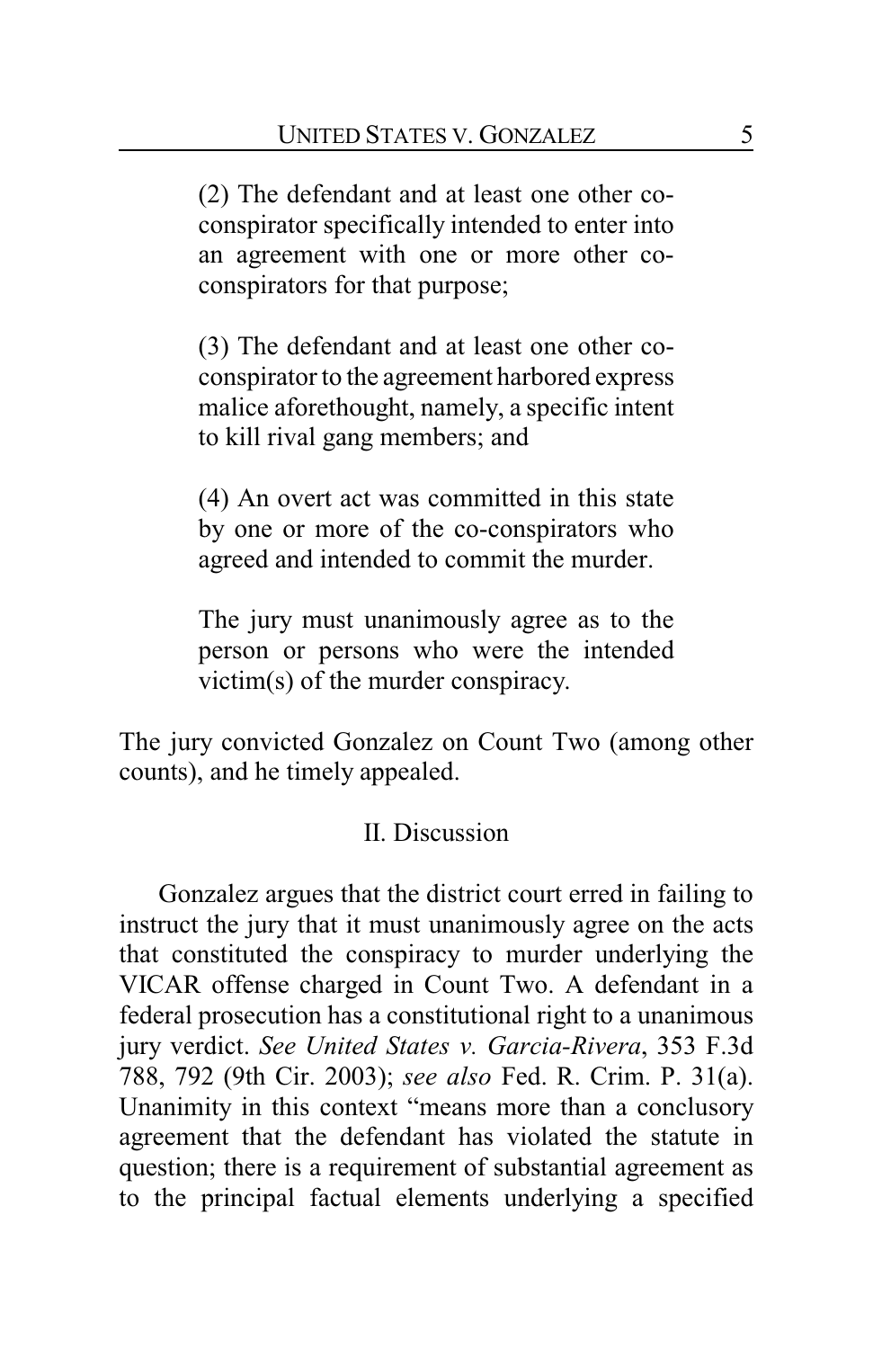> (2) The defendant and at least one other co-conspirator specifically intended to enter into an agreement with one or more other co-conspirators for that purpose;
>
> (3) The defendant and at least one other co-conspirator to the agreement harbored express malice aforethought, namely, a specific intent to kill rival gang members; and
>
> (4) An overt act was committed in this state by one or more of the co-conspirators who agreed and intended to commit the murder.
>
> The jury must unanimously agree as to the person or persons who were the intended victim(s) of the murder conspiracy.

The jury convicted Gonzalez on Count Two (among other counts), and he timely appealed.

## II. Discussion

Gonzalez argues that the district court erred in failing to instruct the jury that it must unanimously agree on the acts that constituted the conspiracy to murder underlying the VICAR offense charged in Count Two. A defendant in a federal prosecution has a constitutional right to a unanimous jury verdict. *See United States v. Garcia-Rivera*, 353 F.3d 788, 792 (9th Cir. 2003); *see also* Fed. R. Crim. P. 31(a). Unanimity in this context "means more than a conclusory agreement that the defendant has violated the statute in question; there is a requirement of substantial agreement as to the principal factual elements underlying a specified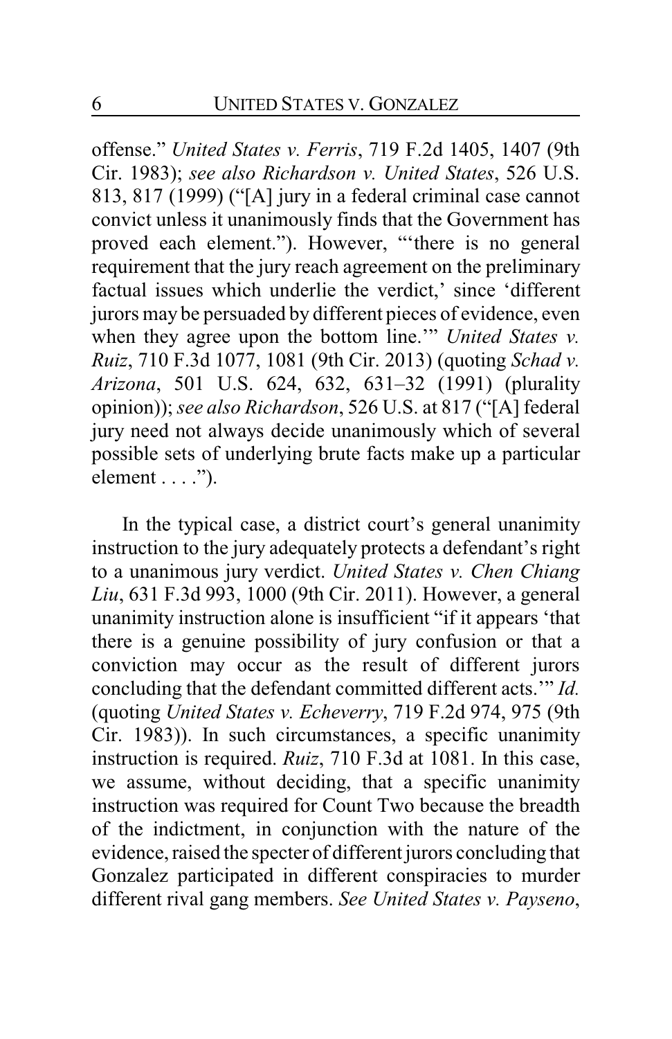offense." *United States v. Ferris*, 719 F.2d 1405, 1407 (9th Cir. 1983); *see also Richardson v. United States*, 526 U.S. 813, 817 (1999) ("[A] jury in a federal criminal case cannot convict unless it unanimously finds that the Government has proved each element."). However, "'there is no general requirement that the jury reach agreement on the preliminary factual issues which underlie the verdict,' since 'different jurors may be persuaded by different pieces of evidence, even when they agree upon the bottom line.'" *United States v. Ruiz*, 710 F.3d 1077, 1081 (9th Cir. 2013) (quoting *Schad v. Arizona*, 501 U.S. 624, 632, 631–32 (1991) (plurality opinion)); *see also Richardson*, 526 U.S. at 817 ("[A] federal jury need not always decide unanimously which of several possible sets of underlying brute facts make up a particular element . . . .").

In the typical case, a district court's general unanimity instruction to the jury adequately protects a defendant's right to a unanimous jury verdict. *United States v. Chen Chiang Liu*, 631 F.3d 993, 1000 (9th Cir. 2011). However, a general unanimity instruction alone is insufficient "if it appears 'that there is a genuine possibility of jury confusion or that a conviction may occur as the result of different jurors concluding that the defendant committed different acts.'" *Id.* (quoting *United States v. Echeverry*, 719 F.2d 974, 975 (9th Cir. 1983)). In such circumstances, a specific unanimity instruction is required. *Ruiz*, 710 F.3d at 1081. In this case, we assume, without deciding, that a specific unanimity instruction was required for Count Two because the breadth of the indictment, in conjunction with the nature of the evidence, raised the specter of different jurors concluding that Gonzalez participated in different conspiracies to murder different rival gang members. *See United States v. Payseno*,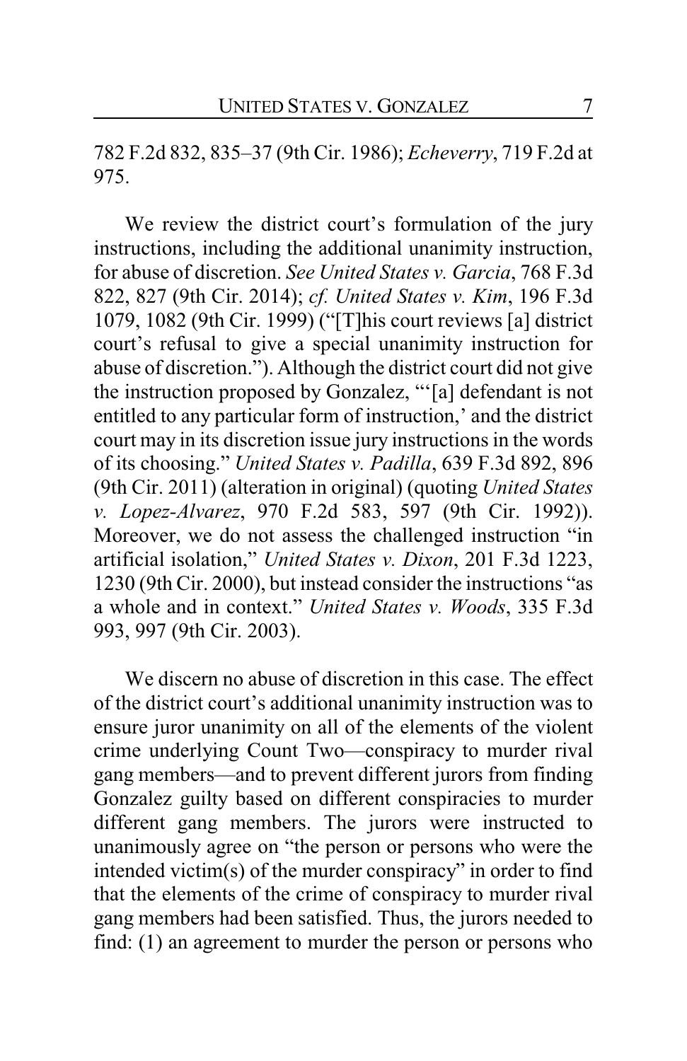782 F.2d 832, 835–37 (9th Cir. 1986); *Echeverry*, 719 F.2d at 975.

We review the district court's formulation of the jury instructions, including the additional unanimity instruction, for abuse of discretion. *See United States v. Garcia*, 768 F.3d 822, 827 (9th Cir. 2014); *cf. United States v. Kim*, 196 F.3d 1079, 1082 (9th Cir. 1999) ("[T]his court reviews [a] district court's refusal to give a special unanimity instruction for abuse of discretion."). Although the district court did not give the instruction proposed by Gonzalez, "'[a] defendant is not entitled to any particular form of instruction,' and the district court may in its discretion issue jury instructions in the words of its choosing." *United States v. Padilla*, 639 F.3d 892, 896 (9th Cir. 2011) (alteration in original) (quoting *United States v. Lopez-Alvarez*, 970 F.2d 583, 597 (9th Cir. 1992)). Moreover, we do not assess the challenged instruction "in artificial isolation," *United States v. Dixon*, 201 F.3d 1223, 1230 (9th Cir. 2000), but instead consider the instructions "as a whole and in context." *United States v. Woods*, 335 F.3d 993, 997 (9th Cir. 2003).

We discern no abuse of discretion in this case. The effect of the district court's additional unanimity instruction was to ensure juror unanimity on all of the elements of the violent crime underlying Count Two—conspiracy to murder rival gang members—and to prevent different jurors from finding Gonzalez guilty based on different conspiracies to murder different gang members. The jurors were instructed to unanimously agree on "the person or persons who were the intended victim(s) of the murder conspiracy" in order to find that the elements of the crime of conspiracy to murder rival gang members had been satisfied. Thus, the jurors needed to find: (1) an agreement to murder the person or persons who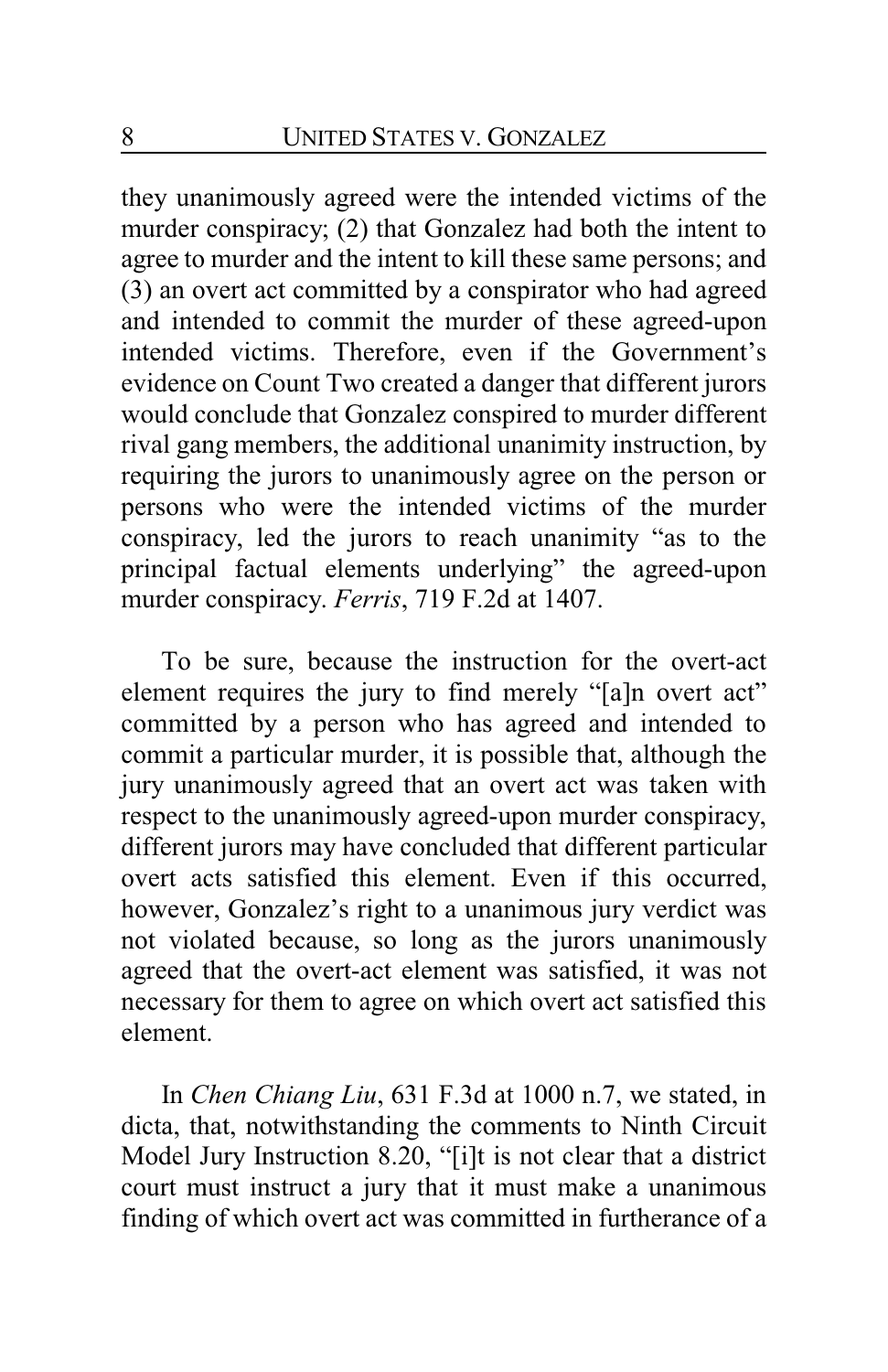they unanimously agreed were the intended victims of the murder conspiracy; (2) that Gonzalez had both the intent to agree to murder and the intent to kill these same persons; and (3) an overt act committed by a conspirator who had agreed and intended to commit the murder of these agreed-upon intended victims. Therefore, even if the Government's evidence on Count Two created a danger that different jurors would conclude that Gonzalez conspired to murder different rival gang members, the additional unanimity instruction, by requiring the jurors to unanimously agree on the person or persons who were the intended victims of the murder conspiracy, led the jurors to reach unanimity "as to the principal factual elements underlying" the agreed-upon murder conspiracy. *Ferris*, 719 F.2d at 1407.

To be sure, because the instruction for the overt-act element requires the jury to find merely "[a]n overt act" committed by a person who has agreed and intended to commit a particular murder, it is possible that, although the jury unanimously agreed that an overt act was taken with respect to the unanimously agreed-upon murder conspiracy, different jurors may have concluded that different particular overt acts satisfied this element. Even if this occurred, however, Gonzalez's right to a unanimous jury verdict was not violated because, so long as the jurors unanimously agreed that the overt-act element was satisfied, it was not necessary for them to agree on which overt act satisfied this element.

In *Chen Chiang Liu*, 631 F.3d at 1000 n.7, we stated, in dicta, that, notwithstanding the comments to Ninth Circuit Model Jury Instruction 8.20, "[i]t is not clear that a district court must instruct a jury that it must make a unanimous finding of which overt act was committed in furtherance of a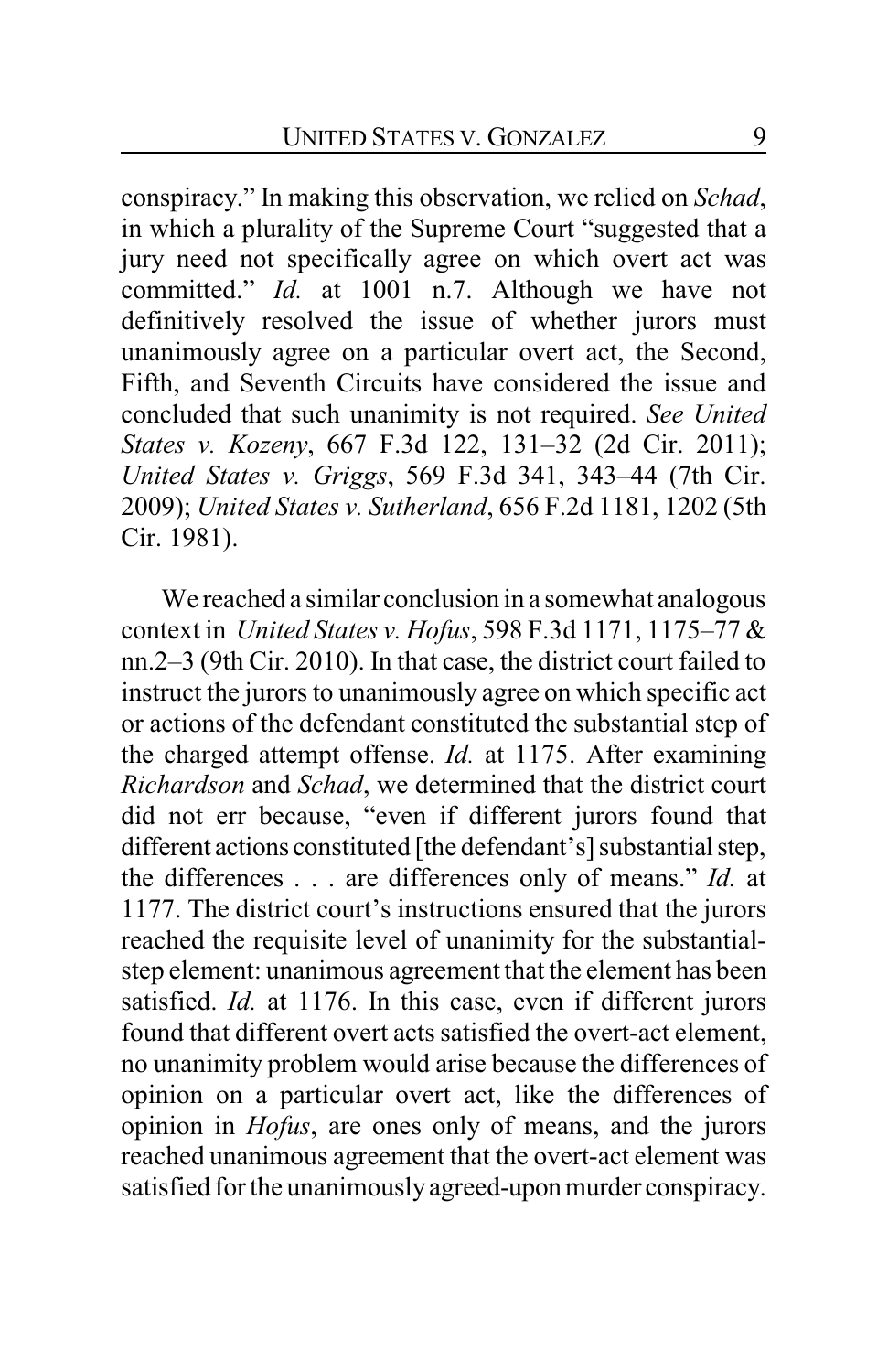conspiracy." In making this observation, we relied on *Schad*, in which a plurality of the Supreme Court "suggested that a jury need not specifically agree on which overt act was committed." *Id.* at 1001 n.7. Although we have not definitively resolved the issue of whether jurors must unanimously agree on a particular overt act, the Second, Fifth, and Seventh Circuits have considered the issue and concluded that such unanimity is not required. *See United States v. Kozeny*, 667 F.3d 122, 131–32 (2d Cir. 2011); *United States v. Griggs*, 569 F.3d 341, 343–44 (7th Cir. 2009); *United States v. Sutherland*, 656 F.2d 1181, 1202 (5th Cir. 1981).

We reached a similar conclusion in a somewhat analogous context in *United States v. Hofus*, 598 F.3d 1171, 1175–77 & nn.2–3 (9th Cir. 2010). In that case, the district court failed to instruct the jurors to unanimously agree on which specific act or actions of the defendant constituted the substantial step of the charged attempt offense. *Id.* at 1175. After examining *Richardson* and *Schad*, we determined that the district court did not err because, "even if different jurors found that different actions constituted [the defendant's] substantial step, the differences . . . are differences only of means." *Id.* at 1177. The district court's instructions ensured that the jurors reached the requisite level of unanimity for the substantial-step element: unanimous agreement that the element has been satisfied. *Id.* at 1176. In this case, even if different jurors found that different overt acts satisfied the overt-act element, no unanimity problem would arise because the differences of opinion on a particular overt act, like the differences of opinion in *Hofus*, are ones only of means, and the jurors reached unanimous agreement that the overt-act element was satisfied for the unanimously agreed-upon murder conspiracy.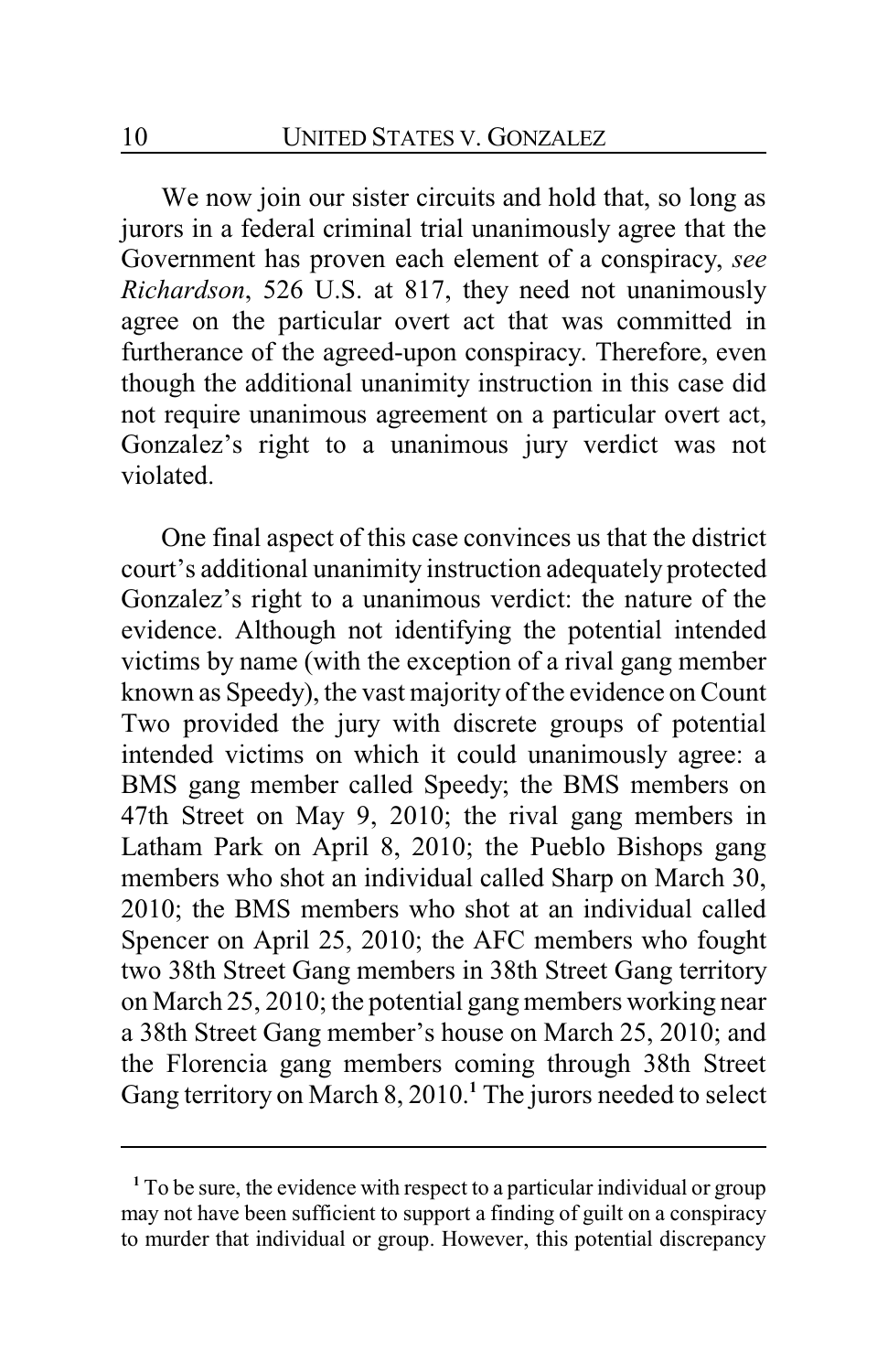We now join our sister circuits and hold that, so long as jurors in a federal criminal trial unanimously agree that the Government has proven each element of a conspiracy, *see Richardson*, 526 U.S. at 817, they need not unanimously agree on the particular overt act that was committed in furtherance of the agreed-upon conspiracy. Therefore, even though the additional unanimity instruction in this case did not require unanimous agreement on a particular overt act, Gonzalez's right to a unanimous jury verdict was not violated.

One final aspect of this case convinces us that the district court's additional unanimity instruction adequately protected Gonzalez's right to a unanimous verdict: the nature of the evidence. Although not identifying the potential intended victims by name (with the exception of a rival gang member known as Speedy), the vast majority of the evidence on Count Two provided the jury with discrete groups of potential intended victims on which it could unanimously agree: a BMS gang member called Speedy; the BMS members on 47th Street on May 9, 2010; the rival gang members in Latham Park on April 8, 2010; the Pueblo Bishops gang members who shot an individual called Sharp on March 30, 2010; the BMS members who shot at an individual called Spencer on April 25, 2010; the AFC members who fought two 38th Street Gang members in 38th Street Gang territory on March 25, 2010; the potential gang members working near a 38th Street Gang member's house on March 25, 2010; and the Florencia gang members coming through 38th Street Gang territory on March 8, 2010.[1] The jurors needed to select

[1] To be sure, the evidence with respect to a particular individual or group may not have been sufficient to support a finding of guilt on a conspiracy to murder that individual or group. However, this potential discrepancy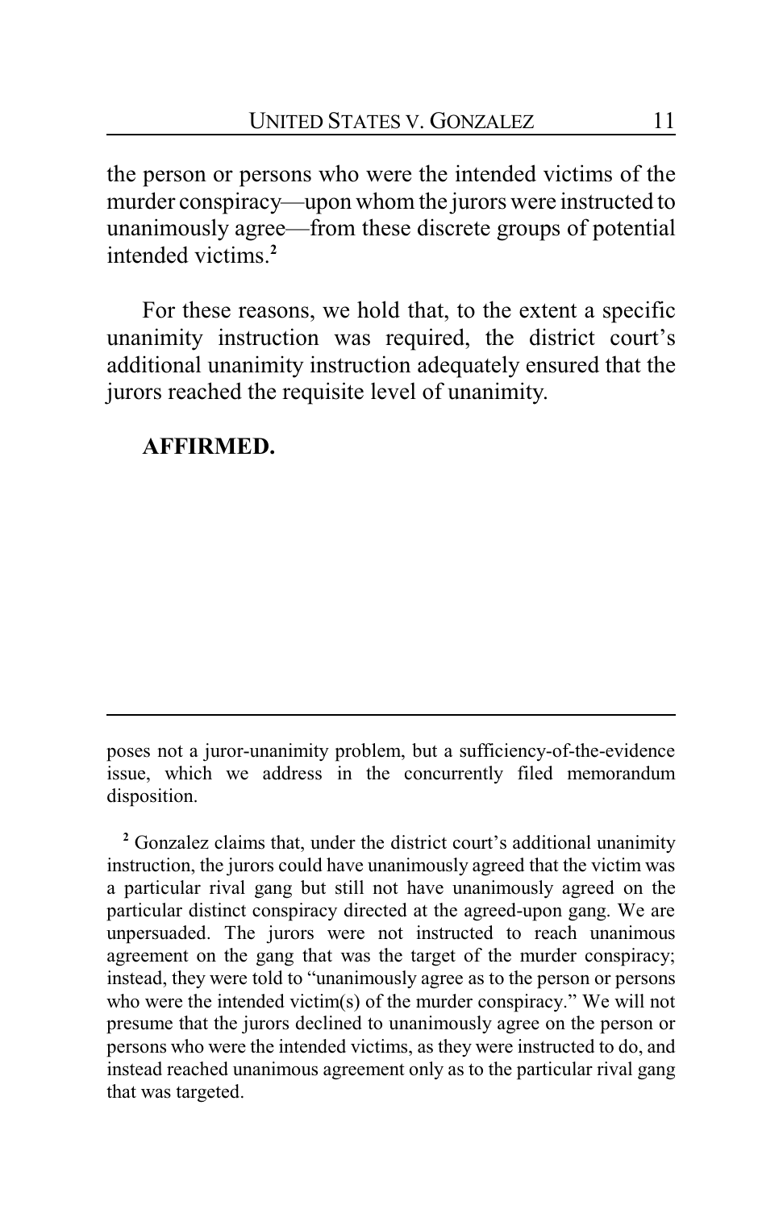the person or persons who were the intended victims of the murder conspiracy—upon whom the jurors were instructed to unanimously agree—from these discrete groups of potential intended victims.[2]

For these reasons, we hold that, to the extent a specific unanimity instruction was required, the district court's additional unanimity instruction adequately ensured that the jurors reached the requisite level of unanimity.

**AFFIRMED.**

---

poses not a juror-unanimity problem, but a sufficiency-of-the-evidence issue, which we address in the concurrently filed memorandum disposition.

[2] Gonzalez claims that, under the district court's additional unanimity instruction, the jurors could have unanimously agreed that the victim was a particular rival gang but still not have unanimously agreed on the particular distinct conspiracy directed at the agreed-upon gang. We are unpersuaded. The jurors were not instructed to reach unanimous agreement on the gang that was the target of the murder conspiracy; instead, they were told to "unanimously agree as to the person or persons who were the intended victim(s) of the murder conspiracy." We will not presume that the jurors declined to unanimously agree on the person or persons who were the intended victims, as they were instructed to do, and instead reached unanimous agreement only as to the particular rival gang that was targeted.